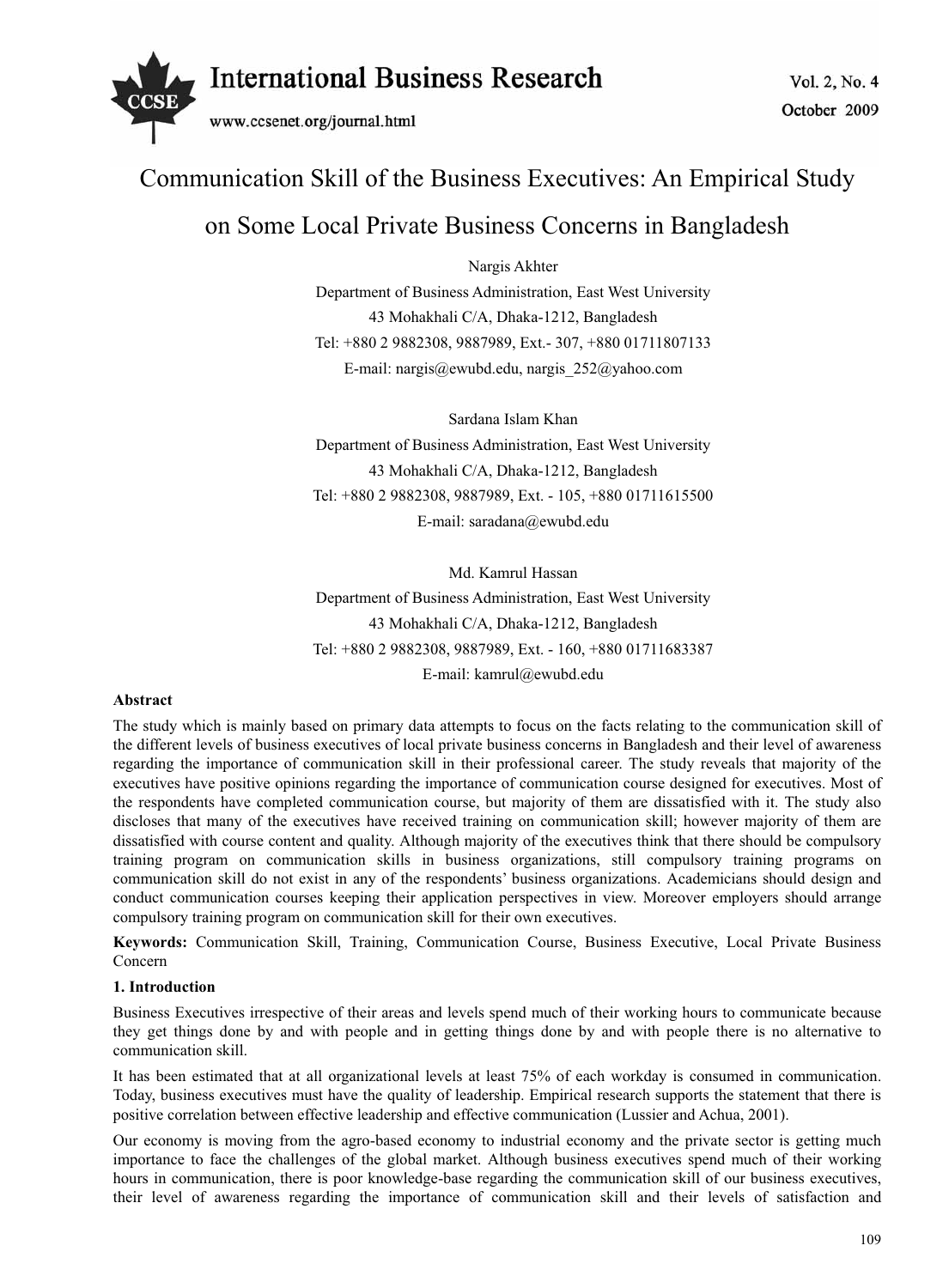# Communication Skill of the Business Executives: An Empirical Study on Some Local Private Business Concerns in Bangladesh

Nargis Akhter

Department of Business Administration, East West University

43 Mohakhali C/A, Dhaka-1212, Bangladesh

Tel: +880 2 9882308, 9887989, Ext.- 307, +880 01711807133

E-mail: nargis@ewubd.edu, nargis_252@yahoo.com

Sardana Islam Khan

Department of Business Administration, East West University

43 Mohakhali C/A, Dhaka-1212, Bangladesh

Tel: +880 2 9882308, 9887989, Ext. - 105, +880 01711615500

E-mail: saradana@ewubd.edu

Md. Kamrul Hassan

Department of Business Administration, East West University

43 Mohakhali C/A, Dhaka-1212, Bangladesh

Tel: +880 2 9882308, 9887989, Ext. - 160, +880 01711683387

E-mail: kamrul@ewubd.edu

**Abstract**

The study which is mainly based on primary data attempts to focus on the facts relating to the communication skill of the different levels of business executives of local private business concerns in Bangladesh and their level of awareness regarding the importance of communication skill in their professional career. The study reveals that majority of the executives have positive opinions regarding the importance of communication course designed for executives. Most of the respondents have completed communication course, but majority of them are dissatisfied with it. The study also discloses that many of the executives have received training on communication skill; however majority of them are dissatisfied with course content and quality. Although majority of the executives think that there should be compulsory training program on communication skills in business organizations, still compulsory training programs on communication skill do not exist in any of the respondents' business organizations. Academicians should design and conduct communication courses keeping their application perspectives in view. Moreover employers should arrange compulsory training program on communication skill for their own executives.

**Keywords:** Communication Skill, Training, Communication Course, Business Executive, Local Private Business Concern

## 1. Introduction

Business Executives irrespective of their areas and levels spend much of their working hours to communicate because they get things done by and with people and in getting things done by and with people there is no alternative to communication skill.

It has been estimated that at all organizational levels at least 75% of each workday is consumed in communication. Today, business executives must have the quality of leadership. Empirical research supports the statement that there is positive correlation between effective leadership and effective communication (Lussier and Achua, 2001).

Our economy is moving from the agro-based economy to industrial economy and the private sector is getting much importance to face the challenges of the global market. Although business executives spend much of their working hours in communication, there is poor knowledge-base regarding the communication skill of our business executives, their level of awareness regarding the importance of communication skill and their levels of satisfaction and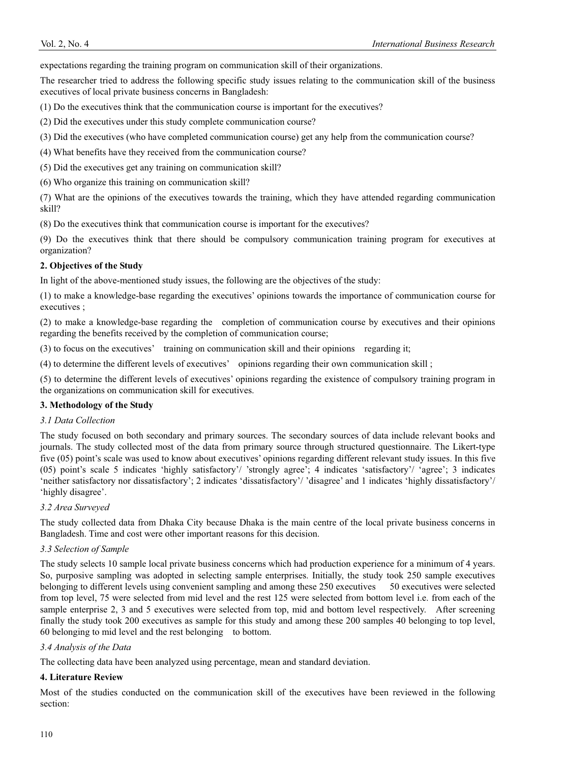expectations regarding the training program on communication skill of their organizations.

The researcher tried to address the following specific study issues relating to the communication skill of the business executives of local private business concerns in Bangladesh:

(1) Do the executives think that the communication course is important for the executives?

(2) Did the executives under this study complete communication course?

(3) Did the executives (who have completed communication course) get any help from the communication course?

(4) What benefits have they received from the communication course?

(5) Did the executives get any training on communication skill?

(6) Who organize this training on communication skill?

(7) What are the opinions of the executives towards the training, which they have attended regarding communication skill?

(8) Do the executives think that communication course is important for the executives?

(9) Do the executives think that there should be compulsory communication training program for executives at organization?

## 2. Objectives of the Study

In light of the above-mentioned study issues, the following are the objectives of the study:

(1) to make a knowledge-base regarding the executives' opinions towards the importance of communication course for executives ;

(2) to make a knowledge-base regarding the completion of communication course by executives and their opinions regarding the benefits received by the completion of communication course;

(3) to focus on the executives' training on communication skill and their opinions regarding it;

(4) to determine the different levels of executives' opinions regarding their own communication skill ;

(5) to determine the different levels of executives' opinions regarding the existence of compulsory training program in the organizations on communication skill for executives.

## 3. Methodology of the Study

### *3.1 Data Collection*

The study focused on both secondary and primary sources. The secondary sources of data include relevant books and journals. The study collected most of the data from primary source through structured questionnaire. The Likert-type five (05) point's scale was used to know about executives' opinions regarding different relevant study issues. In this five (05) point's scale 5 indicates 'highly satisfactory'/ 'strongly agree'; 4 indicates 'satisfactory'/ 'agree'; 3 indicates 'neither satisfactory nor dissatisfactory'; 2 indicates 'dissatisfactory'/ 'disagree' and 1 indicates 'highly dissatisfactory'/ 'highly disagree'.

### *3.2 Area Surveyed*

The study collected data from Dhaka City because Dhaka is the main centre of the local private business concerns in Bangladesh. Time and cost were other important reasons for this decision.

### *3.3 Selection of Sample*

The study selects 10 sample local private business concerns which had production experience for a minimum of 4 years. So, purposive sampling was adopted in selecting sample enterprises. Initially, the study took 250 sample executives belonging to different levels using convenient sampling and among these 250 executives 50 executives were selected from top level, 75 were selected from mid level and the rest 125 were selected from bottom level i.e. from each of the sample enterprise 2, 3 and 5 executives were selected from top, mid and bottom level respectively. After screening finally the study took 200 executives as sample for this study and among these 200 samples 40 belonging to top level, 60 belonging to mid level and the rest belonging to bottom.

### *3.4 Analysis of the Data*

The collecting data have been analyzed using percentage, mean and standard deviation.

## 4. Literature Review

Most of the studies conducted on the communication skill of the executives have been reviewed in the following section: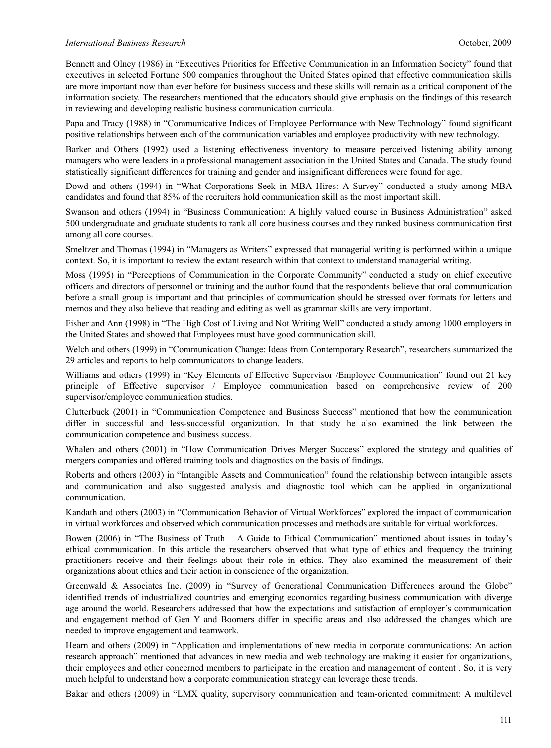Bennett and Olney (1986) in "Executives Priorities for Effective Communication in an Information Society" found that executives in selected Fortune 500 companies throughout the United States opined that effective communication skills are more important now than ever before for business success and these skills will remain as a critical component of the information society. The researchers mentioned that the educators should give emphasis on the findings of this research in reviewing and developing realistic business communication curricula.

Papa and Tracy (1988) in "Communicative Indices of Employee Performance with New Technology" found significant positive relationships between each of the communication variables and employee productivity with new technology.

Barker and Others (1992) used a listening effectiveness inventory to measure perceived listening ability among managers who were leaders in a professional management association in the United States and Canada. The study found statistically significant differences for training and gender and insignificant differences were found for age.

Dowd and others (1994) in "What Corporations Seek in MBA Hires: A Survey" conducted a study among MBA candidates and found that 85% of the recruiters hold communication skill as the most important skill.

Swanson and others (1994) in "Business Communication: A highly valued course in Business Administration" asked 500 undergraduate and graduate students to rank all core business courses and they ranked business communication first among all core courses.

Smeltzer and Thomas (1994) in "Managers as Writers" expressed that managerial writing is performed within a unique context. So, it is important to review the extant research within that context to understand managerial writing.

Moss (1995) in "Perceptions of Communication in the Corporate Community" conducted a study on chief executive officers and directors of personnel or training and the author found that the respondents believe that oral communication before a small group is important and that principles of communication should be stressed over formats for letters and memos and they also believe that reading and editing as well as grammar skills are very important.

Fisher and Ann (1998) in "The High Cost of Living and Not Writing Well" conducted a study among 1000 employers in the United States and showed that Employees must have good communication skill.

Welch and others (1999) in "Communication Change: Ideas from Contemporary Research", researchers summarized the 29 articles and reports to help communicators to change leaders.

Williams and others (1999) in "Key Elements of Effective Supervisor /Employee Communication" found out 21 key principle of Effective supervisor / Employee communication based on comprehensive review of 200 supervisor/employee communication studies.

Clutterbuck (2001) in "Communication Competence and Business Success" mentioned that how the communication differ in successful and less-successful organization. In that study he also examined the link between the communication competence and business success.

Whalen and others (2001) in "How Communication Drives Merger Success" explored the strategy and qualities of mergers companies and offered training tools and diagnostics on the basis of findings.

Roberts and others (2003) in "Intangible Assets and Communication" found the relationship between intangible assets and communication and also suggested analysis and diagnostic tool which can be applied in organizational communication.

Kandath and others (2003) in "Communication Behavior of Virtual Workforces" explored the impact of communication in virtual workforces and observed which communication processes and methods are suitable for virtual workforces.

Bowen (2006) in "The Business of Truth – A Guide to Ethical Communication" mentioned about issues in today's ethical communication. In this article the researchers observed that what type of ethics and frequency the training practitioners receive and their feelings about their role in ethics. They also examined the measurement of their organizations about ethics and their action in conscience of the organization.

Greenwald & Associates Inc. (2009) in "Survey of Generational Communication Differences around the Globe" identified trends of industrialized countries and emerging economics regarding business communication with diverge age around the world. Researchers addressed that how the expectations and satisfaction of employer's communication and engagement method of Gen Y and Boomers differ in specific areas and also addressed the changes which are needed to improve engagement and teamwork.

Hearn and others (2009) in "Application and implementations of new media in corporate communications: An action research approach" mentioned that advances in new media and web technology are making it easier for organizations, their employees and other concerned members to participate in the creation and management of content . So, it is very much helpful to understand how a corporate communication strategy can leverage these trends.

Bakar and others (2009) in "LMX quality, supervisory communication and team-oriented commitment: A multilevel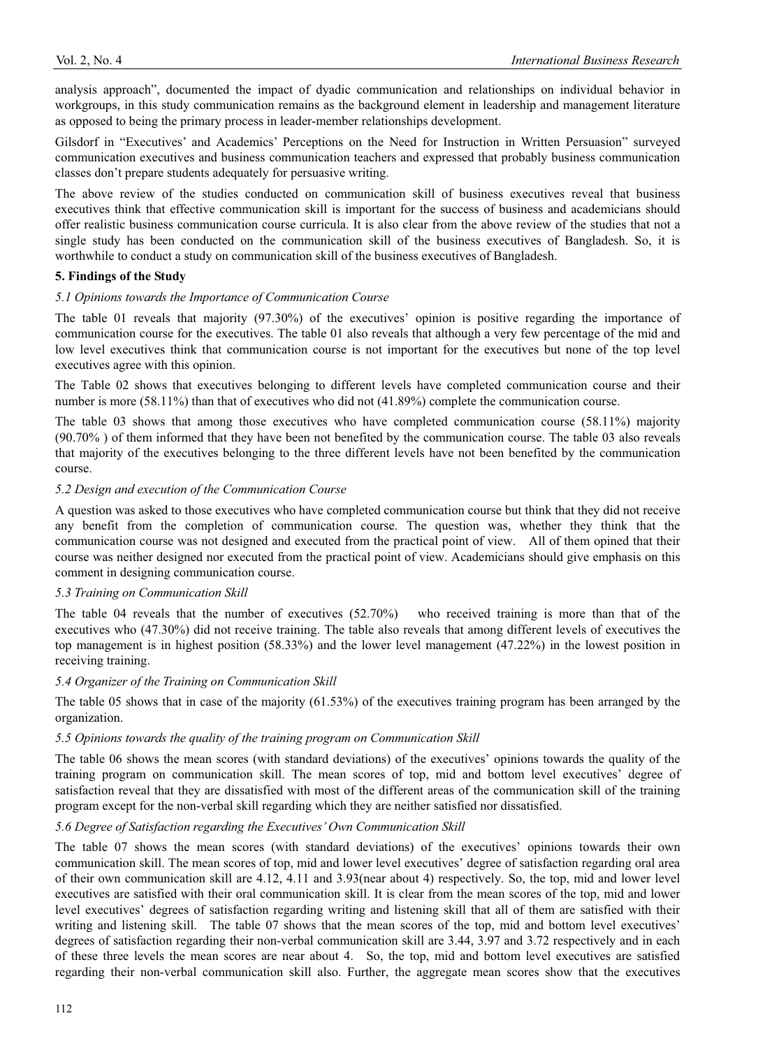analysis approach", documented the impact of dyadic communication and relationships on individual behavior in workgroups, in this study communication remains as the background element in leadership and management literature as opposed to being the primary process in leader-member relationships development.

Gilsdorf in "Executives' and Academics' Perceptions on the Need for Instruction in Written Persuasion" surveyed communication executives and business communication teachers and expressed that probably business communication classes don't prepare students adequately for persuasive writing.

The above review of the studies conducted on communication skill of business executives reveal that business executives think that effective communication skill is important for the success of business and academicians should offer realistic business communication course curricula. It is also clear from the above review of the studies that not a single study has been conducted on the communication skill of the business executives of Bangladesh. So, it is worthwhile to conduct a study on communication skill of the business executives of Bangladesh.

## 5. Findings of the Study

### *5.1 Opinions towards the Importance of Communication Course*

The table 01 reveals that majority (97.30%) of the executives' opinion is positive regarding the importance of communication course for the executives. The table 01 also reveals that although a very few percentage of the mid and low level executives think that communication course is not important for the executives but none of the top level executives agree with this opinion.

The Table 02 shows that executives belonging to different levels have completed communication course and their number is more (58.11%) than that of executives who did not (41.89%) complete the communication course.

The table 03 shows that among those executives who have completed communication course (58.11%) majority (90.70% ) of them informed that they have been not benefited by the communication course. The table 03 also reveals that majority of the executives belonging to the three different levels have not been benefited by the communication course.

### *5.2 Design and execution of the Communication Course*

A question was asked to those executives who have completed communication course but think that they did not receive any benefit from the completion of communication course. The question was, whether they think that the communication course was not designed and executed from the practical point of view. All of them opined that their course was neither designed nor executed from the practical point of view. Academicians should give emphasis on this comment in designing communication course.

### *5.3 Training on Communication Skill*

The table 04 reveals that the number of executives (52.70%) who received training is more than that of the executives who (47.30%) did not receive training. The table also reveals that among different levels of executives the top management is in highest position (58.33%) and the lower level management (47.22%) in the lowest position in receiving training.

### *5.4 Organizer of the Training on Communication Skill*

The table 05 shows that in case of the majority (61.53%) of the executives training program has been arranged by the organization.

### *5.5 Opinions towards the quality of the training program on Communication Skill*

The table 06 shows the mean scores (with standard deviations) of the executives' opinions towards the quality of the training program on communication skill. The mean scores of top, mid and bottom level executives' degree of satisfaction reveal that they are dissatisfied with most of the different areas of the communication skill of the training program except for the non-verbal skill regarding which they are neither satisfied nor dissatisfied.

### *5.6 Degree of Satisfaction regarding the Executives' Own Communication Skill*

The table 07 shows the mean scores (with standard deviations) of the executives' opinions towards their own communication skill. The mean scores of top, mid and lower level executives' degree of satisfaction regarding oral area of their own communication skill are 4.12, 4.11 and 3.93(near about 4) respectively. So, the top, mid and lower level executives are satisfied with their oral communication skill. It is clear from the mean scores of the top, mid and lower level executives' degrees of satisfaction regarding writing and listening skill that all of them are satisfied with their writing and listening skill. The table 07 shows that the mean scores of the top, mid and bottom level executives' degrees of satisfaction regarding their non-verbal communication skill are 3.44, 3.97 and 3.72 respectively and in each of these three levels the mean scores are near about 4. So, the top, mid and bottom level executives are satisfied regarding their non-verbal communication skill also. Further, the aggregate mean scores show that the executives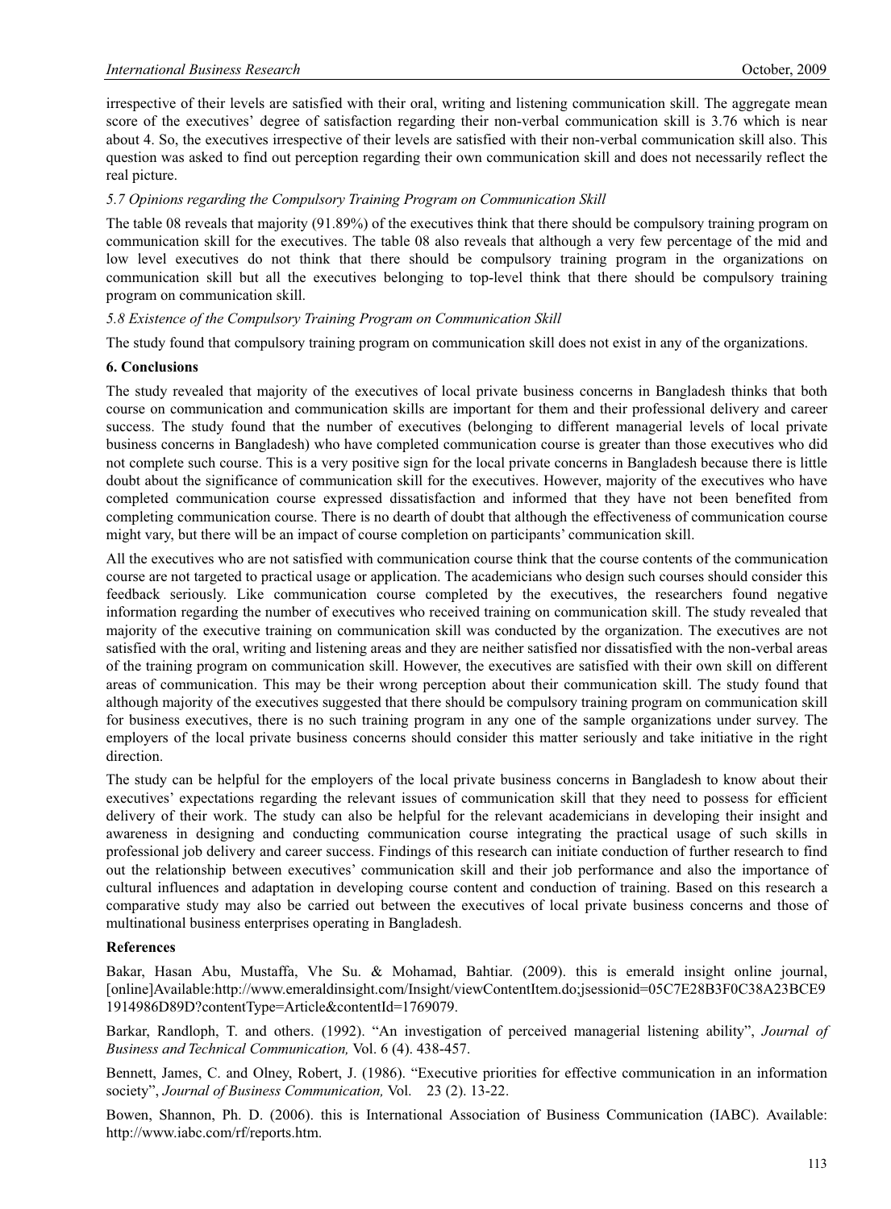irrespective of their levels are satisfied with their oral, writing and listening communication skill. The aggregate mean score of the executives' degree of satisfaction regarding their non-verbal communication skill is 3.76 which is near about 4. So, the executives irrespective of their levels are satisfied with their non-verbal communication skill also. This question was asked to find out perception regarding their own communication skill and does not necessarily reflect the real picture.

### *5.7 Opinions regarding the Compulsory Training Program on Communication Skill*

The table 08 reveals that majority (91.89%) of the executives think that there should be compulsory training program on communication skill for the executives. The table 08 also reveals that although a very few percentage of the mid and low level executives do not think that there should be compulsory training program in the organizations on communication skill but all the executives belonging to top-level think that there should be compulsory training program on communication skill.

### *5.8 Existence of the Compulsory Training Program on Communication Skill*

The study found that compulsory training program on communication skill does not exist in any of the organizations.

## 6. Conclusions

The study revealed that majority of the executives of local private business concerns in Bangladesh thinks that both course on communication and communication skills are important for them and their professional delivery and career success. The study found that the number of executives (belonging to different managerial levels of local private business concerns in Bangladesh) who have completed communication course is greater than those executives who did not complete such course. This is a very positive sign for the local private concerns in Bangladesh because there is little doubt about the significance of communication skill for the executives. However, majority of the executives who have completed communication course expressed dissatisfaction and informed that they have not been benefited from completing communication course. There is no dearth of doubt that although the effectiveness of communication course might vary, but there will be an impact of course completion on participants' communication skill.

All the executives who are not satisfied with communication course think that the course contents of the communication course are not targeted to practical usage or application. The academicians who design such courses should consider this feedback seriously. Like communication course completed by the executives, the researchers found negative information regarding the number of executives who received training on communication skill. The study revealed that majority of the executive training on communication skill was conducted by the organization. The executives are not satisfied with the oral, writing and listening areas and they are neither satisfied nor dissatisfied with the non-verbal areas of the training program on communication skill. However, the executives are satisfied with their own skill on different areas of communication. This may be their wrong perception about their communication skill. The study found that although majority of the executives suggested that there should be compulsory training program on communication skill for business executives, there is no such training program in any one of the sample organizations under survey. The employers of the local private business concerns should consider this matter seriously and take initiative in the right direction.

The study can be helpful for the employers of the local private business concerns in Bangladesh to know about their executives' expectations regarding the relevant issues of communication skill that they need to possess for efficient delivery of their work. The study can also be helpful for the relevant academicians in developing their insight and awareness in designing and conducting communication course integrating the practical usage of such skills in professional job delivery and career success. Findings of this research can initiate conduction of further research to find out the relationship between executives' communication skill and their job performance and also the importance of cultural influences and adaptation in developing course content and conduction of training. Based on this research a comparative study may also be carried out between the executives of local private business concerns and those of multinational business enterprises operating in Bangladesh.

## References

Bakar, Hasan Abu, Mustaffa, Vhe Su. & Mohamad, Bahtiar. (2009). this is emerald insight online journal, [online]Available:http://www.emeraldinsight.com/Insight/viewContentItem.do;jsessionid=05C7E28B3F0C38A23BCE91914986D89D?contentType=Article&contentId=1769079.

Barkar, Randloph, T. and others. (1992). "An investigation of perceived managerial listening ability", *Journal of Business and Technical Communication,* Vol. 6 (4). 438-457.

Bennett, James, C. and Olney, Robert, J. (1986). "Executive priorities for effective communication in an information society", *Journal of Business Communication,* Vol. 23 (2). 13-22.

Bowen, Shannon, Ph. D. (2006). this is International Association of Business Communication (IABC). Available: http://www.iabc.com/rf/reports.htm.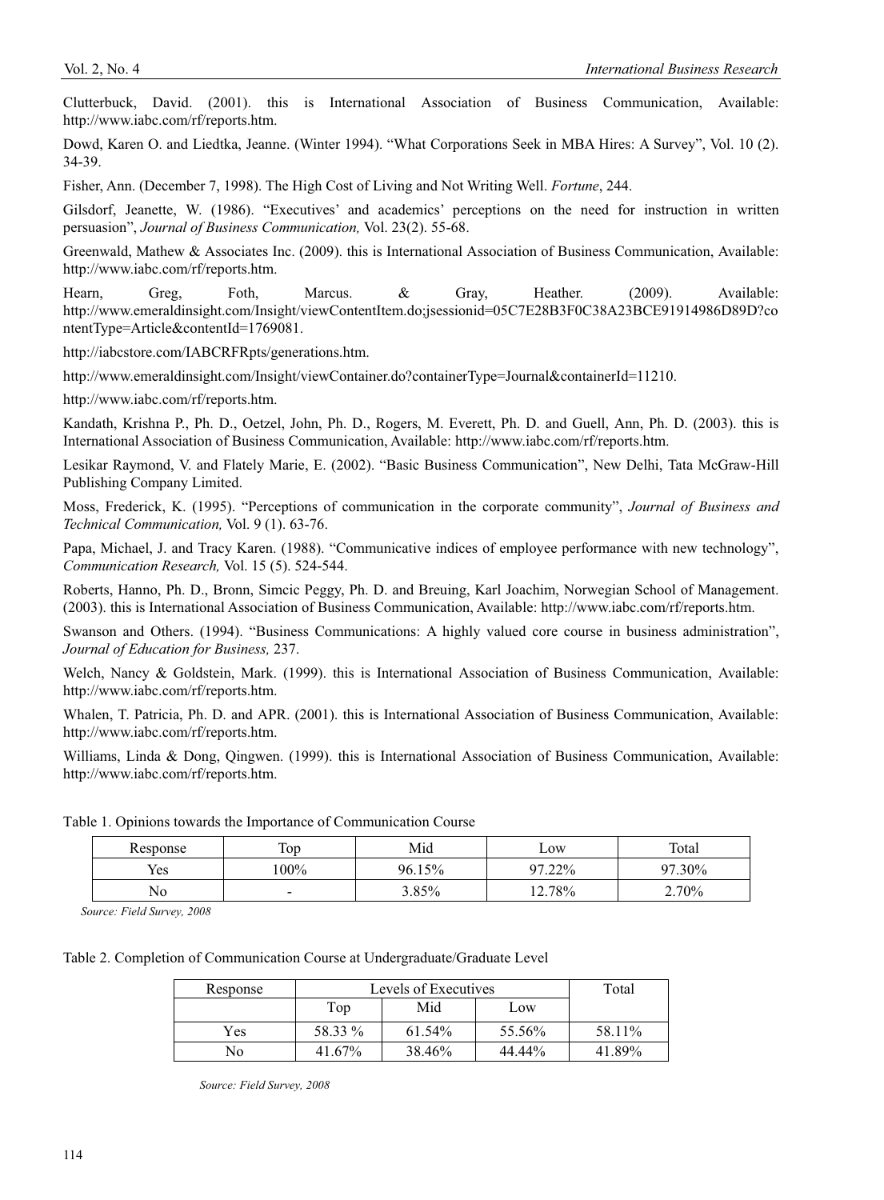Clutterbuck, David. (2001). this is International Association of Business Communication, Available: http://www.iabc.com/rf/reports.htm.

Dowd, Karen O. and Liedtka, Jeanne. (Winter 1994). "What Corporations Seek in MBA Hires: A Survey", Vol. 10 (2). 34-39.

Fisher, Ann. (December 7, 1998). The High Cost of Living and Not Writing Well. *Fortune*, 244.

Gilsdorf, Jeanette, W. (1986). "Executives' and academics' perceptions on the need for instruction in written persuasion", *Journal of Business Communication,* Vol. 23(2). 55-68.

Greenwald, Mathew & Associates Inc. (2009). this is International Association of Business Communication, Available: http://www.iabc.com/rf/reports.htm.

Hearn, Greg, Foth, Marcus. & Gray, Heather. (2009). Available: http://www.emeraldinsight.com/Insight/viewContentItem.do;jsessionid=05C7E28B3F0C38A23BCE91914986D89D?contentType=Article&contentId=1769081.

http://iabcstore.com/IABCRFRpts/generations.htm.

http://www.emeraldinsight.com/Insight/viewContainer.do?containerType=Journal&containerId=11210.

http://www.iabc.com/rf/reports.htm.

Kandath, Krishna P., Ph. D., Oetzel, John, Ph. D., Rogers, M. Everett, Ph. D. and Guell, Ann, Ph. D. (2003). this is International Association of Business Communication, Available: http://www.iabc.com/rf/reports.htm.

Lesikar Raymond, V. and Flately Marie, E. (2002). "Basic Business Communication", New Delhi, Tata McGraw-Hill Publishing Company Limited.

Moss, Frederick, K. (1995). "Perceptions of communication in the corporate community", *Journal of Business and Technical Communication,* Vol. 9 (1). 63-76.

Papa, Michael, J. and Tracy Karen. (1988). "Communicative indices of employee performance with new technology", *Communication Research,* Vol. 15 (5). 524-544.

Roberts, Hanno, Ph. D., Bronn, Simcic Peggy, Ph. D. and Breuing, Karl Joachim, Norwegian School of Management. (2003). this is International Association of Business Communication, Available: http://www.iabc.com/rf/reports.htm.

Swanson and Others. (1994). "Business Communications: A highly valued core course in business administration", *Journal of Education for Business,* 237.

Welch, Nancy & Goldstein, Mark. (1999). this is International Association of Business Communication, Available: http://www.iabc.com/rf/reports.htm.

Whalen, T. Patricia, Ph. D. and APR. (2001). this is International Association of Business Communication, Available: http://www.iabc.com/rf/reports.htm.

Williams, Linda & Dong, Qingwen. (1999). this is International Association of Business Communication, Available: http://www.iabc.com/rf/reports.htm.

Table 1. Opinions towards the Importance of Communication Course

| Response | Top | Mid | Low | Total |
|---|---|---|---|---|
| Yes | 100% | 96.15% | 97.22% | 97.30% |
| No | - | 3.85% | 12.78% | 2.70% |

*Source: Field Survey, 2008*

Table 2. Completion of Communication Course at Undergraduate/Graduate Level

| Response | Levels of Executives | | | Total |
|---|---|---|---|---|
| | Top | Mid | Low | |
| Yes | 58.33 % | 61.54% | 55.56% | 58.11% |
| No | 41.67% | 38.46% | 44.44% | 41.89% |

*Source: Field Survey, 2008*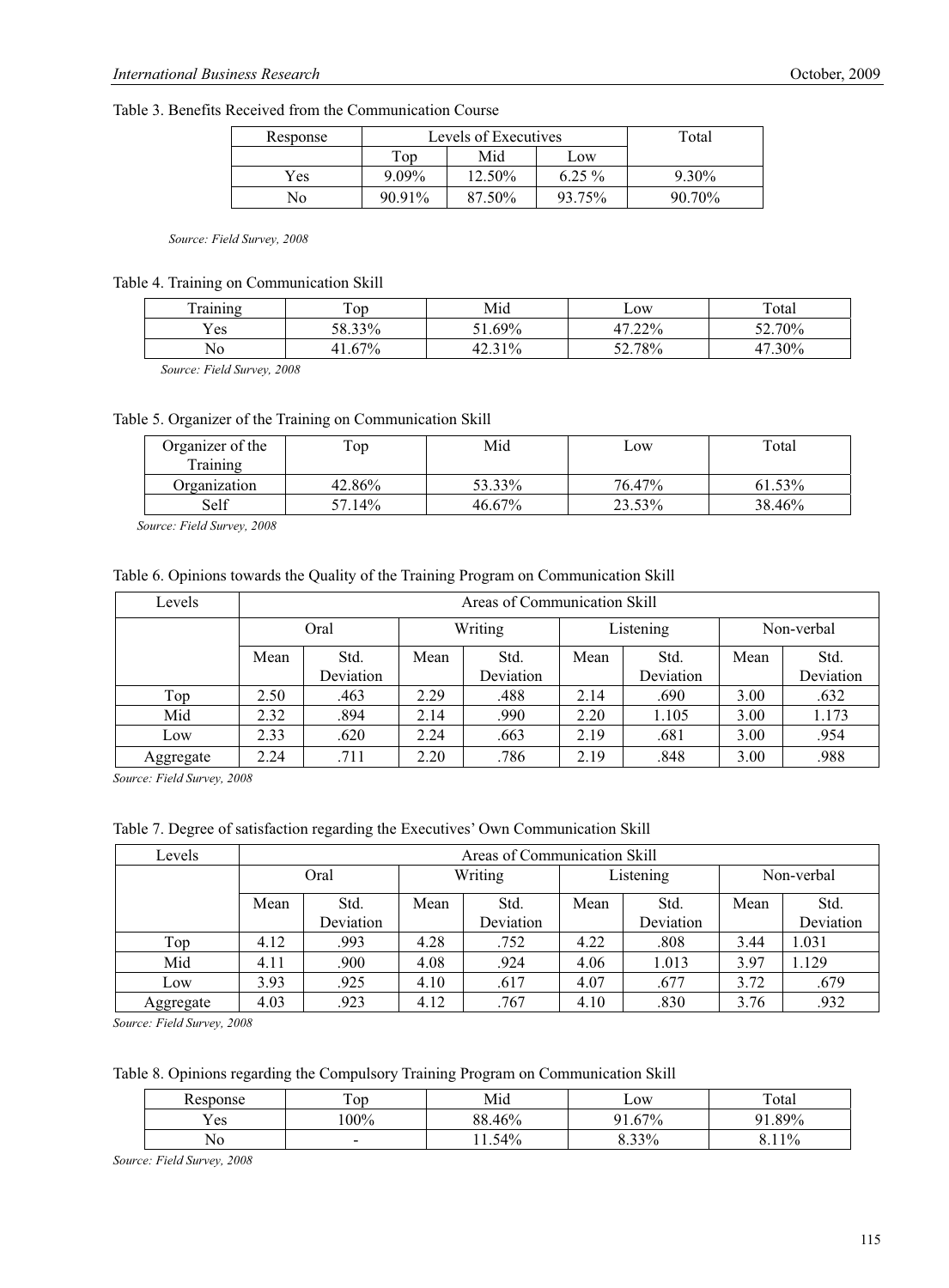Table 3. Benefits Received from the Communication Course

| Response | Levels of Executives | | | Total |
|---|---|---|---|---|
| | Top | Mid | Low | |
| Yes | 9.09% | 12.50% | 6.25 % | 9.30% |
| No | 90.91% | 87.50% | 93.75% | 90.70% |

*Source: Field Survey, 2008*

Table 4. Training on Communication Skill

| Training | Top | Mid | Low | Total |
|---|---|---|---|---|
| Yes | 58.33% | 51.69% | 47.22% | 52.70% |
| No | 41.67% | 42.31% | 52.78% | 47.30% |

*Source: Field Survey, 2008*

Table 5. Organizer of the Training on Communication Skill

| Organizer of the Training | Top | Mid | Low | Total |
|---|---|---|---|---|
| Organization | 42.86% | 53.33% | 76.47% | 61.53% |
| Self | 57.14% | 46.67% | 23.53% | 38.46% |

*Source: Field Survey, 2008*

Table 6. Opinions towards the Quality of the Training Program on Communication Skill

| Levels | Areas of Communication Skill | | | | | | | |
|---|---|---|---|---|---|---|---|---|
| | Oral | | Writing | | Listening | | Non-verbal | |
| | Mean | Std. Deviation | Mean | Std. Deviation | Mean | Std. Deviation | Mean | Std. Deviation |
| Top | 2.50 | .463 | 2.29 | .488 | 2.14 | .690 | 3.00 | .632 |
| Mid | 2.32 | .894 | 2.14 | .990 | 2.20 | 1.105 | 3.00 | 1.173 |
| Low | 2.33 | .620 | 2.24 | .663 | 2.19 | .681 | 3.00 | .954 |
| Aggregate | 2.24 | .711 | 2.20 | .786 | 2.19 | .848 | 3.00 | .988 |

*Source: Field Survey, 2008*

Table 7. Degree of satisfaction regarding the Executives' Own Communication Skill

| Levels | Areas of Communication Skill | | | | | | | |
|---|---|---|---|---|---|---|---|---|
| | Oral | | Writing | | Listening | | Non-verbal | |
| | Mean | Std. Deviation | Mean | Std. Deviation | Mean | Std. Deviation | Mean | Std. Deviation |
| Top | 4.12 | .993 | 4.28 | .752 | 4.22 | .808 | 3.44 | 1.031 |
| Mid | 4.11 | .900 | 4.08 | .924 | 4.06 | 1.013 | 3.97 | 1.129 |
| Low | 3.93 | .925 | 4.10 | .617 | 4.07 | .677 | 3.72 | .679 |
| Aggregate | 4.03 | .923 | 4.12 | .767 | 4.10 | .830 | 3.76 | .932 |

*Source: Field Survey, 2008*

Table 8. Opinions regarding the Compulsory Training Program on Communication Skill

| Response | Top | Mid | Low | Total |
|---|---|---|---|---|
| Yes | 100% | 88.46% | 91.67% | 91.89% |
| No | - | 11.54% | 8.33% | 8.11% |

*Source: Field Survey, 2008*